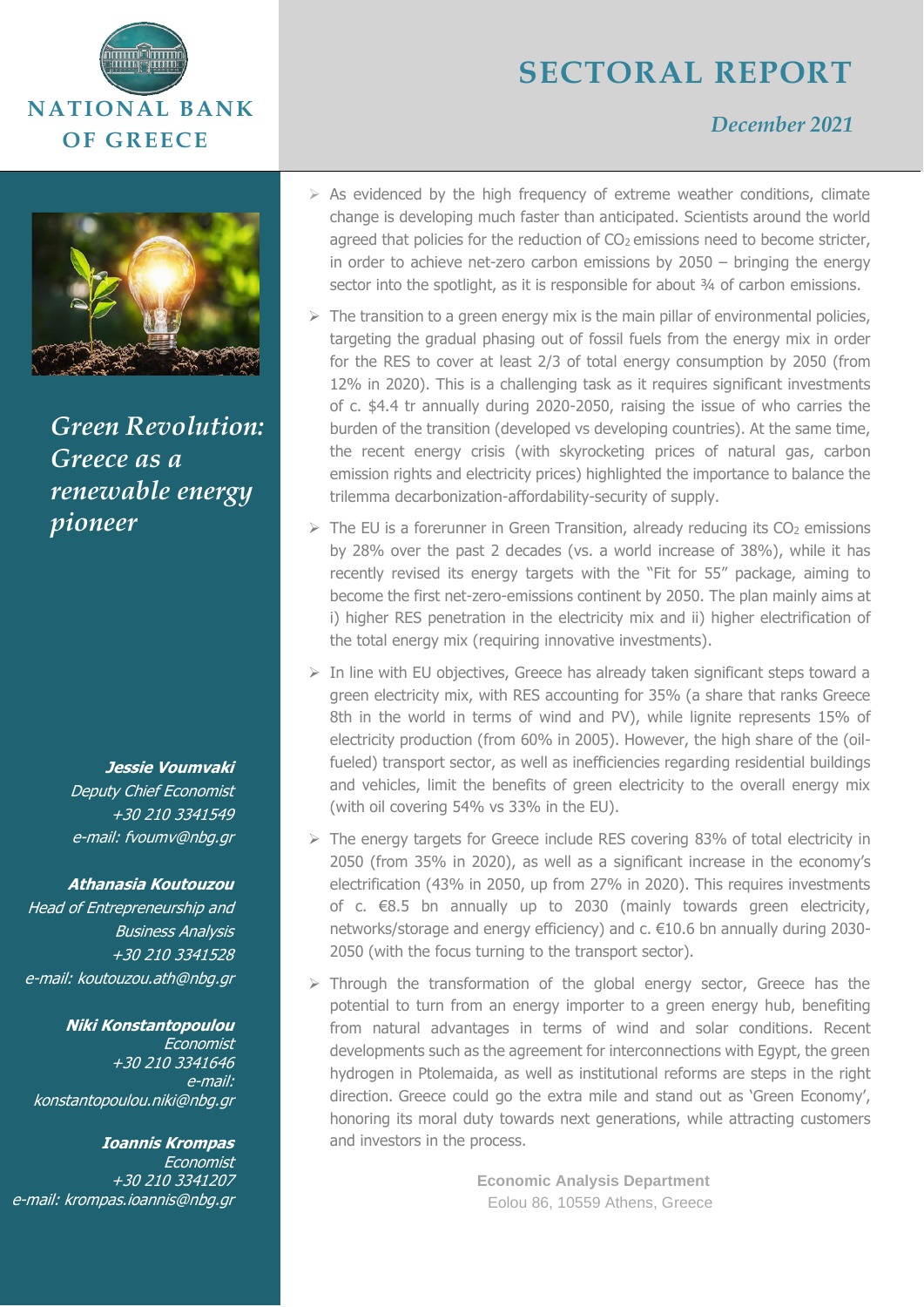# SECTORAL REPORT

*December 2021*

NATIONAL BANK OF GREECE

## *Green Revolution: Greece as a renewable energy pioneer*

- As evidenced by the high frequency of extreme weather conditions, climate change is developing much faster than anticipated. Scientists around the world agreed that policies for the reduction of $CO_2$ emissions need to become stricter, in order to achieve net-zero carbon emissions by 2050 – bringing the energy sector into the spotlight, as it is responsible for about ¾ of carbon emissions.
- The transition to a green energy mix is the main pillar of environmental policies, targeting the gradual phasing out of fossil fuels from the energy mix in order for the RES to cover at least 2/3 of total energy consumption by 2050 (from 12% in 2020). This is a challenging task as it requires significant investments of c. $4.4 tr annually during 2020-2050, raising the issue of who carries the burden of the transition (developed vs developing countries). At the same time, the recent energy crisis (with skyrocketing prices of natural gas, carbon emission rights and electricity prices) highlighted the importance to balance the trilemma decarbonization-affordability-security of supply.
- The EU is a forerunner in Green Transition, already reducing its $CO_2$ emissions by 28% over the past 2 decades (vs. a world increase of 38%), while it has recently revised its energy targets with the "Fit for 55" package, aiming to become the first net-zero-emissions continent by 2050. The plan mainly aims at i) higher RES penetration in the electricity mix and ii) higher electrification of the total energy mix (requiring innovative investments).
- In line with EU objectives, Greece has already taken significant steps toward a green electricity mix, with RES accounting for 35% (a share that ranks Greece 8th in the world in terms of wind and PV), while lignite represents 15% of electricity production (from 60% in 2005). However, the high share of the (oil-fueled) transport sector, as well as inefficiencies regarding residential buildings and vehicles, limit the benefits of green electricity to the overall energy mix (with oil covering 54% vs 33% in the EU).
- The energy targets for Greece include RES covering 83% of total electricity in 2050 (from 35% in 2020), as well as a significant increase in the economy's electrification (43% in 2050, up from 27% in 2020). This requires investments of c. €8.5 bn annually up to 2030 (mainly towards green electricity, networks/storage and energy efficiency) and c. €10.6 bn annually during 2030-2050 (with the focus turning to the transport sector).
- Through the transformation of the global energy sector, Greece has the potential to turn from an energy importer to a green energy hub, benefiting from natural advantages in terms of wind and solar conditions. Recent developments such as the agreement for interconnections with Egypt, the green hydrogen in Ptolemaida, as well as institutional reforms are steps in the right direction. Greece could go the extra mile and stand out as 'Green Economy', honoring its moral duty towards next generations, while attracting customers and investors in the process.

**Jessie Voumvaki**
*Deputy Chief Economist*
*+30 210 3341549*
*e-mail: fvoumv@nbg.gr*

**Athanasia Koutouzou**
*Head of Entrepreneurship and Business Analysis*
*+30 210 3341528*
*e-mail: koutouzou.ath@nbg.gr*

**Niki Konstantopoulou**
*Economist*
*+30 210 3341646*
*e-mail: konstantopoulou.niki@nbg.gr*

**Ioannis Krompas**
*Economist*
*+30 210 3341207*
*e-mail: krompas.ioannis@nbg.gr*

**Economic Analysis Department**
Eolou 86, 10559 Athens, Greece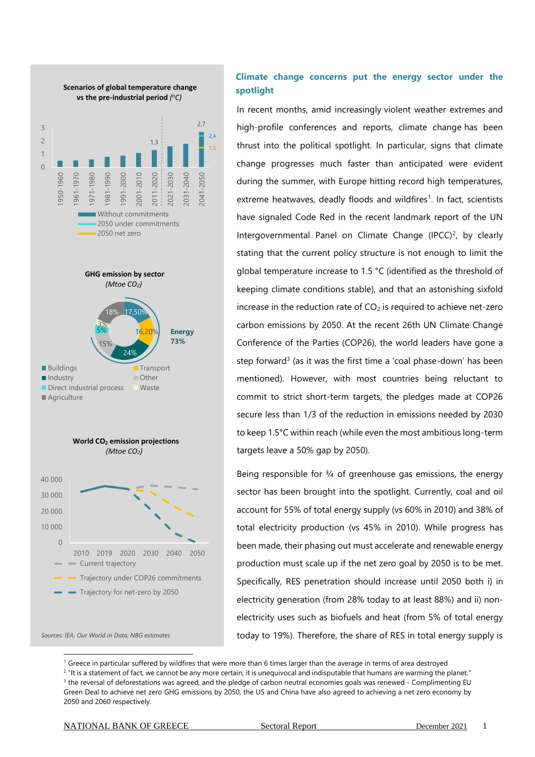Scenarios of global temperature change vs the pre-industrial period *(°C)*

GHG emission by sector *(Mtoe $CO_2$)*

World $CO_2$ emission projections *(Mtoe $CO_2$)*

*Sources: IEA, Our World in Data, NBG estimates*

## Climate change concerns put the energy sector under the spotlight

In recent months, amid increasingly violent weather extremes and high-profile conferences and reports, climate change has been thrust into the political spotlight. In particular, signs that climate change progresses much faster than anticipated were evident during the summer, with Europe hitting record high temperatures, extreme heatwaves, deadly floods and wildfires[1]. In fact, scientists have signaled Code Red in the recent landmark report of the UN Intergovernmental Panel on Climate Change (IPCC)[2], by clearly stating that the current policy structure is not enough to limit the global temperature increase to 1.5 °C (identified as the threshold of keeping climate conditions stable), and that an astonishing sixfold increase in the reduction rate of $CO_2$ is required to achieve net-zero carbon emissions by 2050. At the recent 26th UN Climate Change Conference of the Parties (COP26), the world leaders have gone a step forward[3] (as it was the first time a 'coal phase-down' has been mentioned). However, with most countries being reluctant to commit to strict short-term targets, the pledges made at COP26 secure less than 1/3 of the reduction in emissions needed by 2030 to keep 1.5°C within reach (while even the most ambitious long-term targets leave a 50% gap by 2050).

Being responsible for ¾ of greenhouse gas emissions, the energy sector has been brought into the spotlight. Currently, coal and oil account for 55% of total energy supply (vs 60% in 2010) and 38% of total electricity production (vs 45% in 2010). While progress has been made, their phasing out must accelerate and renewable energy production must scale up if the net zero goal by 2050 is to be met. Specifically, RES penetration should increase until 2050 both i) in electricity generation (from 28% today to at least 88%) and ii) non-electricity uses such as biofuels and heat (from 5% of total energy today to 19%). Therefore, the share of RES in total energy supply is

[1] Greece in particular suffered by wildfires that were more than 6 times larger than the average in terms of area destroyed

[2] "It is a statement of fact, we cannot be any more certain; it is unequivocal and indisputable that humans are warming the planet."

[3] the reversal of deforestations was agreed, and the pledge of carbon neutral economies goals was renewed - Complimenting EU Green Deal to achieve net zero GHG emissions by 2050, the US and China have also agreed to achieving a net zero economy by 2050 and 2060 respectively.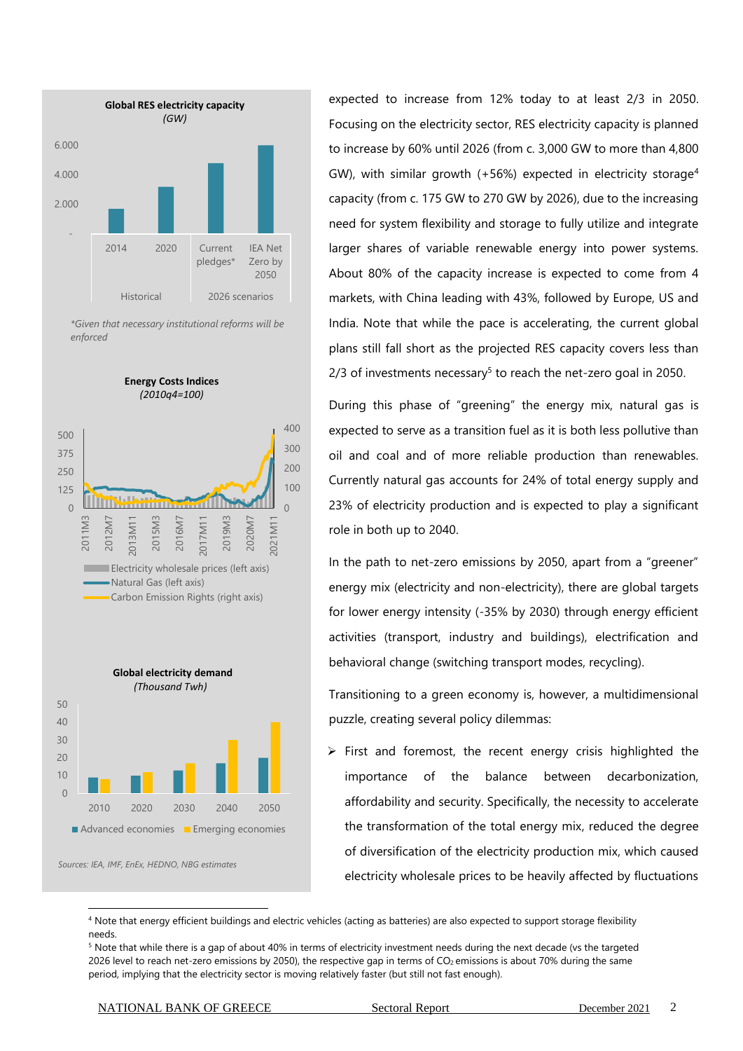**Global RES electricity capacity**
*(GW)*

*Given that necessary institutional reforms will be enforced

**Energy Costs Indices**
*(2010q4=100)*

**Global electricity demand**
*(Thousand Twh)*

*Sources: IEA, IMF, EnEx, HEDNO, NBG estimates*

expected to increase from 12% today to at least 2/3 in 2050. Focusing on the electricity sector, RES electricity capacity is planned to increase by 60% until 2026 (from c. 3,000 GW to more than 4,800 GW), with similar growth (+56%) expected in electricity storage[4] capacity (from c. 175 GW to 270 GW by 2026), due to the increasing need for system flexibility and storage to fully utilize and integrate larger shares of variable renewable energy into power systems. About 80% of the capacity increase is expected to come from 4 markets, with China leading with 43%, followed by Europe, US and India. Note that while the pace is accelerating, the current global plans still fall short as the projected RES capacity covers less than 2/3 of investments necessary[5] to reach the net-zero goal in 2050.

During this phase of "greening" the energy mix, natural gas is expected to serve as a transition fuel as it is both less pollutive than oil and coal and of more reliable production than renewables. Currently natural gas accounts for 24% of total energy supply and 23% of electricity production and is expected to play a significant role in both up to 2040.

In the path to net-zero emissions by 2050, apart from a "greener" energy mix (electricity and non-electricity), there are global targets for lower energy intensity (-35% by 2030) through energy efficient activities (transport, industry and buildings), electrification and behavioral change (switching transport modes, recycling).

Transitioning to a green economy is, however, a multidimensional puzzle, creating several policy dilemmas:

- First and foremost, the recent energy crisis highlighted the importance of the balance between decarbonization, affordability and security. Specifically, the necessity to accelerate the transformation of the total energy mix, reduced the degree of diversification of the electricity production mix, which caused electricity wholesale prices to be heavily affected by fluctuations

---

[4] Note that energy efficient buildings and electric vehicles (acting as batteries) are also expected to support storage flexibility needs.

[5] Note that while there is a gap of about 40% in terms of electricity investment needs during the next decade (vs the targeted 2026 level to reach net-zero emissions by 2050), the respective gap in terms of $CO_2$ emissions is about 70% during the same period, implying that the electricity sector is moving relatively faster (but still not fast enough).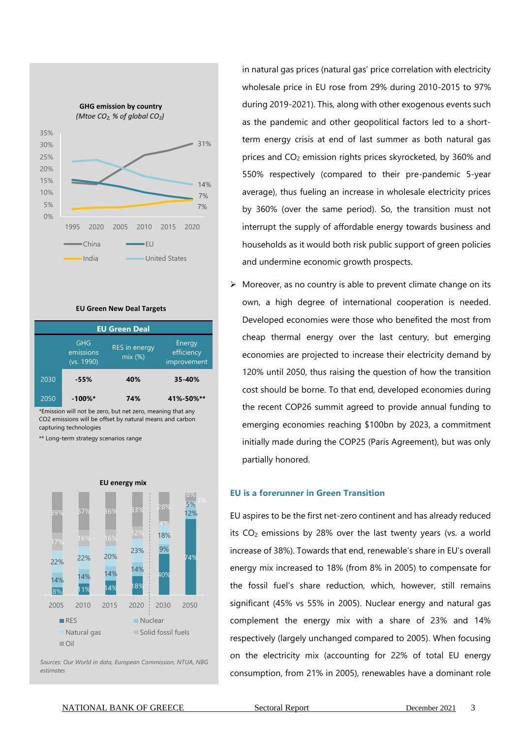**GHG emission by country**
*(Mtoe $CO_2$, % of global $CO_2$)*

**EU Green New Deal Targets**

| EU Green Deal | | | |
|---|---|---|---|
| | GHG emissions (vs. 1990) | RES in energy mix (%) | Energy efficiency improvement |
| 2030 | **-55%** | **40%** | **35-40%** |
| 2050 | **-100%*** | **74%** | **41%-50%**** |

*Emission will not be zero, but net zero, meaning that any CO2 emissions will be offset by natural means and carbon capturing technologies

** Long-term strategy scenarios range

**EU energy mix**

*Sources: Our World in data, European Commission, NTUA, NBG estimates*

in natural gas prices (natural gas' price correlation with electricity wholesale price in EU rose from 29% during 2010-2015 to 97% during 2019-2021). This, along with other exogenous events such as the pandemic and other geopolitical factors led to a short-term energy crisis at end of last summer as both natural gas prices and $CO_2$ emission rights prices skyrocketed, by 360% and 550% respectively (compared to their pre-pandemic 5-year average), thus fueling an increase in wholesale electricity prices by 360% (over the same period). So, the transition must not interrupt the supply of affordable energy towards business and households as it would both risk public support of green policies and undermine economic growth prospects.

- Moreover, as no country is able to prevent climate change on its own, a high degree of international cooperation is needed. Developed economies were those who benefited the most from cheap thermal energy over the last century, but emerging economies are projected to increase their electricity demand by 120% until 2050, thus raising the question of how the transition cost should be borne. To that end, developed economies during the recent COP26 summit agreed to provide annual funding to emerging economies reaching $100bn by 2023, a commitment initially made during the COP25 (Paris Agreement), but was only partially honored.

### EU is a forerunner in Green Transition

EU aspires to be the first net-zero continent and has already reduced its $CO_2$ emissions by 28% over the last twenty years (vs. a world increase of 38%). Towards that end, renewable's share in EU's overall energy mix increased to 18% (from 8% in 2005) to compensate for the fossil fuel's share reduction, which, however, still remains significant (45% vs 55% in 2005). Nuclear energy and natural gas complement the energy mix with a share of 23% and 14% respectively (largely unchanged compared to 2005). When focusing on the electricity mix (accounting for 22% of total EU energy consumption, from 21% in 2005), renewables have a dominant role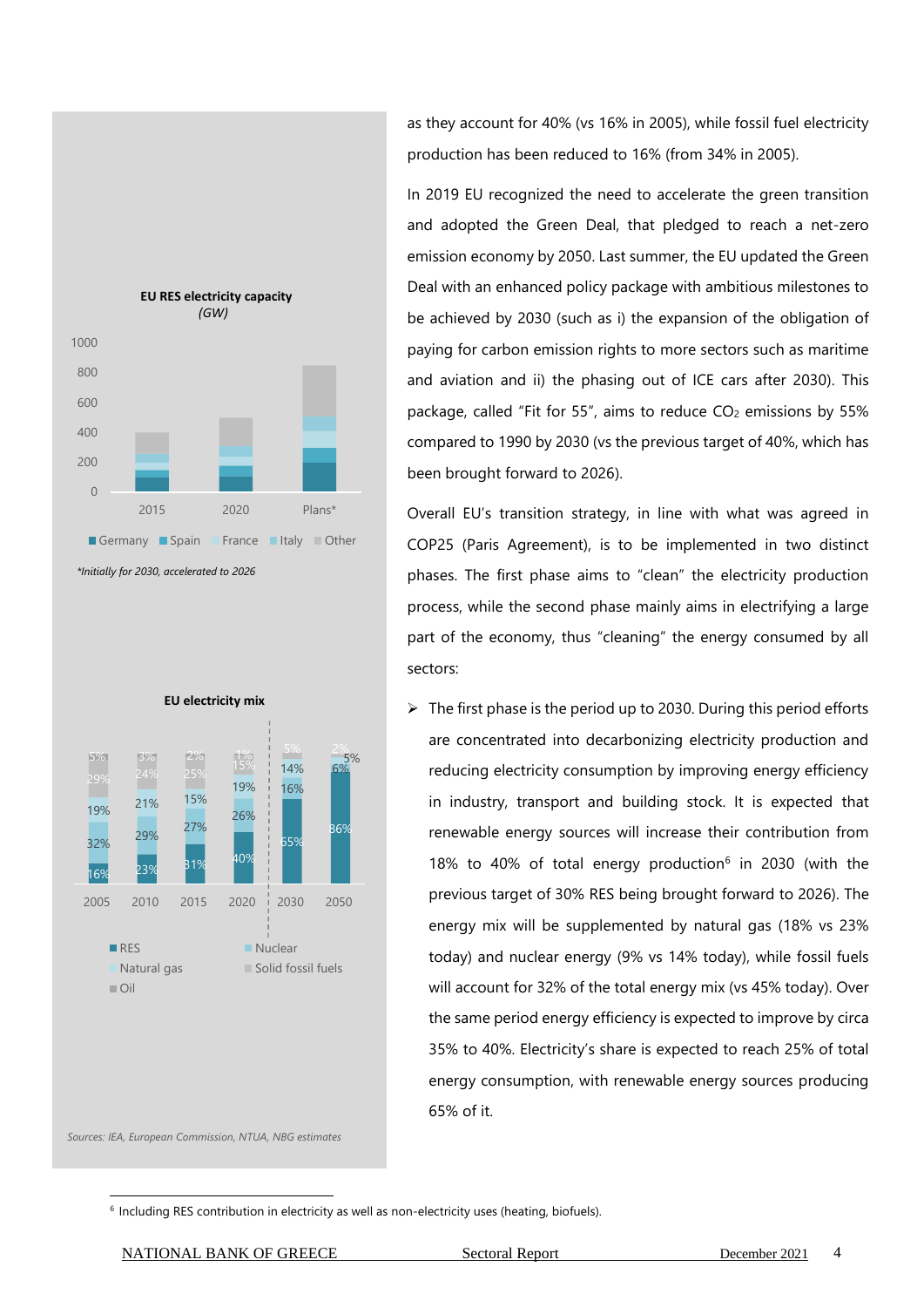**EU RES electricity capacity**
*(GW)*

*Initially for 2030, accelerated to 2026

**EU electricity mix**

Sources: IEA, European Commission, NTUA, NBG estimates

as they account for 40% (vs 16% in 2005), while fossil fuel electricity production has been reduced to 16% (from 34% in 2005).

In 2019 EU recognized the need to accelerate the green transition and adopted the Green Deal, that pledged to reach a net-zero emission economy by 2050. Last summer, the EU updated the Green Deal with an enhanced policy package with ambitious milestones to be achieved by 2030 (such as i) the expansion of the obligation of paying for carbon emission rights to more sectors such as maritime and aviation and ii) the phasing out of ICE cars after 2030). This package, called "Fit for 55", aims to reduce $CO_2$ emissions by 55% compared to 1990 by 2030 (vs the previous target of 40%, which has been brought forward to 2026).

Overall EU's transition strategy, in line with what was agreed in COP25 (Paris Agreement), is to be implemented in two distinct phases. The first phase aims to "clean" the electricity production process, while the second phase mainly aims in electrifying a large part of the economy, thus "cleaning" the energy consumed by all sectors:

- The first phase is the period up to 2030. During this period efforts are concentrated into decarbonizing electricity production and reducing electricity consumption by improving energy efficiency in industry, transport and building stock. It is expected that renewable energy sources will increase their contribution from 18% to 40% of total energy production[6] in 2030 (with the previous target of 30% RES being brought forward to 2026). The energy mix will be supplemented by natural gas (18% vs 23% today) and nuclear energy (9% vs 14% today), while fossil fuels will account for 32% of the total energy mix (vs 45% today). Over the same period energy efficiency is expected to improve by circa 35% to 40%. Electricity's share is expected to reach 25% of total energy consumption, with renewable energy sources producing 65% of it.

[6] Including RES contribution in electricity as well as non-electricity uses (heating, biofuels).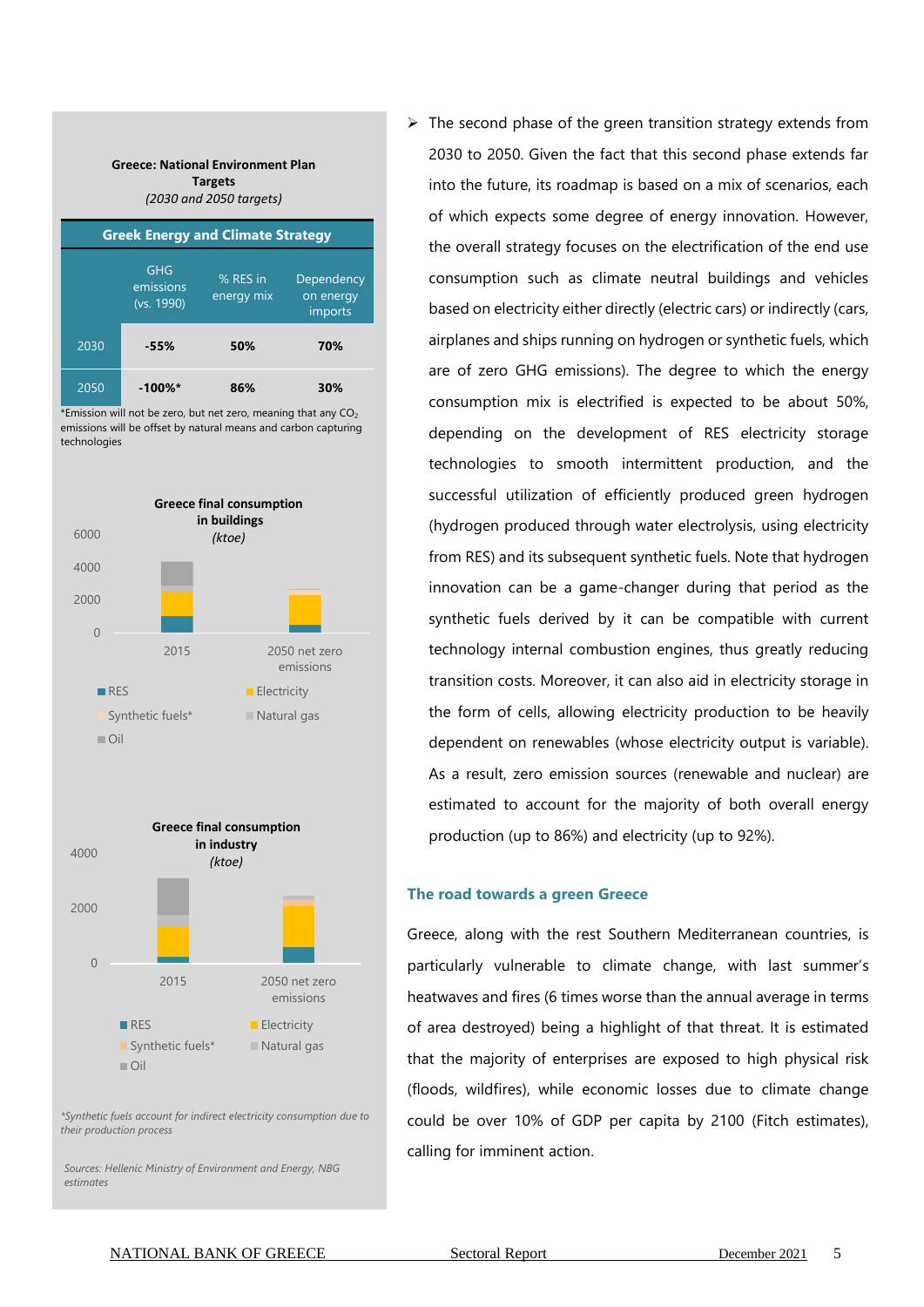**Greece: National Environment Plan Targets**
*(2030 and 2050 targets)*

| Greek Energy and Climate Strategy | | | |
|---|---|---|---|
| | GHG emissions (vs. 1990) | % RES in energy mix | Dependency on energy imports |
| 2030 | **-55%** | **50%** | **70%** |
| 2050 | **-100%*** | **86%** | **30%** |

*Emission will not be zero, but net zero, meaning that any $CO_2$ emissions will be offset by natural means and carbon capturing technologies

**Greece final consumption in buildings** *(ktoe)*

Legend: RES, Electricity, Synthetic fuels*, Natural gas, Oil

Categories: 2015, 2050 net zero emissions

**Greece final consumption in industry** *(ktoe)*

Legend: RES, Electricity, Synthetic fuels*, Natural gas, Oil

Categories: 2015, 2050 net zero emissions

*Synthetic fuels account for indirect electricity consumption due to their production process*

*Sources: Hellenic Ministry of Environment and Energy, NBG estimates*

- The second phase of the green transition strategy extends from 2030 to 2050. Given the fact that this second phase extends far into the future, its roadmap is based on a mix of scenarios, each of which expects some degree of energy innovation. However, the overall strategy focuses on the electrification of the end use consumption such as climate neutral buildings and vehicles based on electricity either directly (electric cars) or indirectly (cars, airplanes and ships running on hydrogen or synthetic fuels, which are of zero GHG emissions). The degree to which the energy consumption mix is electrified is expected to be about 50%, depending on the development of RES electricity storage technologies to smooth intermittent production, and the successful utilization of efficiently produced green hydrogen (hydrogen produced through water electrolysis, using electricity from RES) and its subsequent synthetic fuels. Note that hydrogen innovation can be a game-changer during that period as the synthetic fuels derived by it can be compatible with current technology internal combustion engines, thus greatly reducing transition costs. Moreover, it can also aid in electricity storage in the form of cells, allowing electricity production to be heavily dependent on renewables (whose electricity output is variable). As a result, zero emission sources (renewable and nuclear) are estimated to account for the majority of both overall energy production (up to 86%) and electricity (up to 92%).

## The road towards a green Greece

Greece, along with the rest Southern Mediterranean countries, is particularly vulnerable to climate change, with last summer's heatwaves and fires (6 times worse than the annual average in terms of area destroyed) being a highlight of that threat. It is estimated that the majority of enterprises are exposed to high physical risk (floods, wildfires), while economic losses due to climate change could be over 10% of GDP per capita by 2100 (Fitch estimates), calling for imminent action.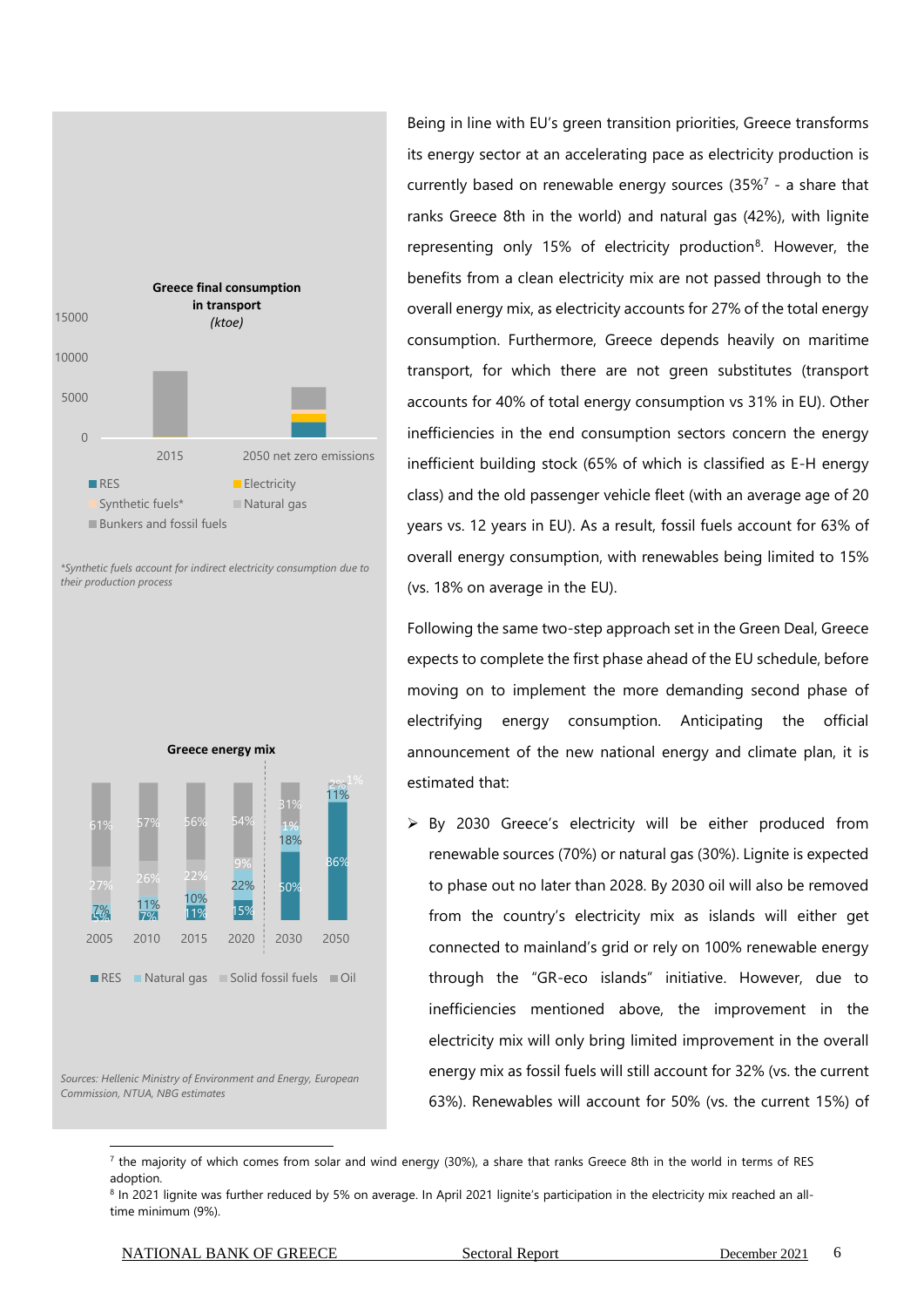**Greece final consumption in transport** *(ktoe)*

*Synthetic fuels account for indirect electricity consumption due to their production process*

**Greece energy mix**

Sources: Hellenic Ministry of Environment and Energy, European Commission, NTUA, NBG estimates

Being in line with EU's green transition priorities, Greece transforms its energy sector at an accelerating pace as electricity production is currently based on renewable energy sources (35%[7] - a share that ranks Greece 8th in the world) and natural gas (42%), with lignite representing only 15% of electricity production[8]. However, the benefits from a clean electricity mix are not passed through to the overall energy mix, as electricity accounts for 27% of the total energy consumption. Furthermore, Greece depends heavily on maritime transport, for which there are not green substitutes (transport accounts for 40% of total energy consumption vs 31% in EU). Other inefficiencies in the end consumption sectors concern the energy inefficient building stock (65% of which is classified as E-H energy class) and the old passenger vehicle fleet (with an average age of 20 years vs. 12 years in EU). As a result, fossil fuels account for 63% of overall energy consumption, with renewables being limited to 15% (vs. 18% on average in the EU).

Following the same two-step approach set in the Green Deal, Greece expects to complete the first phase ahead of the EU schedule, before moving on to implement the more demanding second phase of electrifying energy consumption. Anticipating the official announcement of the new national energy and climate plan, it is estimated that:

- By 2030 Greece's electricity will be either produced from renewable sources (70%) or natural gas (30%). Lignite is expected to phase out no later than 2028. By 2030 oil will also be removed from the country's electricity mix as islands will either get connected to mainland's grid or rely on 100% renewable energy through the "GR-eco islands" initiative. However, due to inefficiencies mentioned above, the improvement in the electricity mix will only bring limited improvement in the overall energy mix as fossil fuels will still account for 32% (vs. the current 63%). Renewables will account for 50% (vs. the current 15%) of

[7] the majority of which comes from solar and wind energy (30%), a share that ranks Greece 8th in the world in terms of RES adoption.

[8] In 2021 lignite was further reduced by 5% on average. In April 2021 lignite's participation in the electricity mix reached an all-time minimum (9%).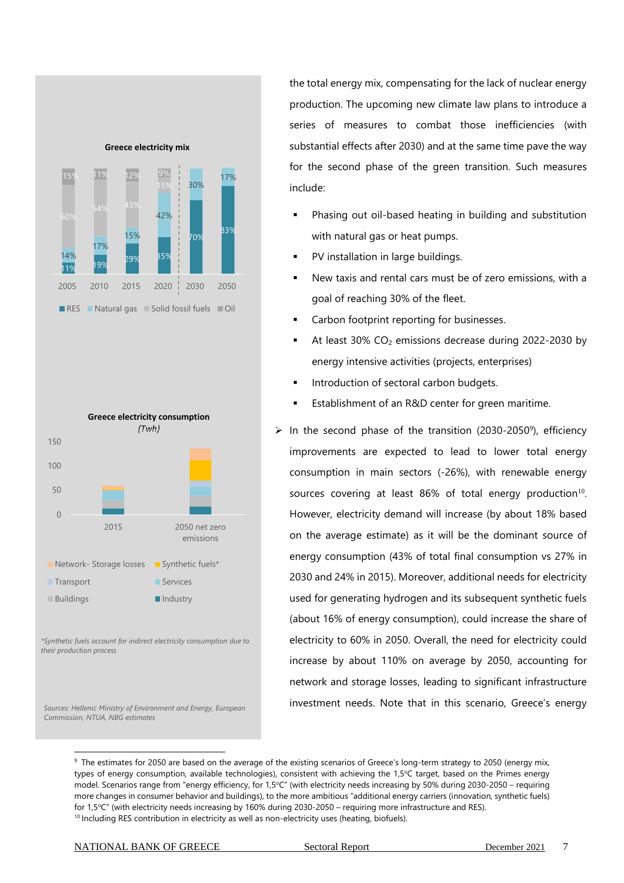**Greece electricity mix**

| | 2005 | 2010 | 2015 | 2020 | 2030 | 2050 |
|---|---|---|---|---|---|---|
| RES | 11% | 19% | 29% | 35% | 70% | 83% |
| Natural gas | 14% | 17% | 15% | 42% | 30% | 17% |
| Solid fossil fuels | 60% | 54% | 43% | 15% | | |
| Oil | 15% | 11% | 12% | 9% | | |

**Greece electricity consumption**
*(Twh)*

Categories: 2015; 2050 net zero emissions

Legend: Network- Storage losses; Synthetic fuels*; Transport; Services; Buildings; Industry

*Synthetic fuels account for indirect electricity consumption due to their production process*

*Sources: Hellenic Ministry of Environment and Energy, European Commission, NTUA, NBG estimates*

the total energy mix, compensating for the lack of nuclear energy production. The upcoming new climate law plans to introduce a series of measures to combat those inefficiencies (with substantial effects after 2030) and at the same time pave the way for the second phase of the green transition. Such measures include:

- Phasing out oil-based heating in building and substitution with natural gas or heat pumps.
- PV installation in large buildings.
- New taxis and rental cars must be of zero emissions, with a goal of reaching 30% of the fleet.
- Carbon footprint reporting for businesses.
- At least 30% $CO_2$ emissions decrease during 2022-2030 by energy intensive activities (projects, enterprises)
- Introduction of sectoral carbon budgets.
- Establishment of an R&D center for green maritime.

➢ In the second phase of the transition (2030-2050[9]), efficiency improvements are expected to lead to lower total energy consumption in main sectors (-26%), with renewable energy sources covering at least 86% of total energy production[10]. However, electricity demand will increase (by about 18% based on the average estimate) as it will be the dominant source of energy consumption (43% of total final consumption vs 27% in 2030 and 24% in 2015). Moreover, additional needs for electricity used for generating hydrogen and its subsequent synthetic fuels (about 16% of energy consumption), could increase the share of electricity to 60% in 2050. Overall, the need for electricity could increase by about 110% on average by 2050, accounting for network and storage losses, leading to significant infrastructure investment needs. Note that in this scenario, Greece's energy

---

[9] The estimates for 2050 are based on the average of the existing scenarios of Greece's long-term strategy to 2050 (energy mix, types of energy consumption, available technologies), consistent with achieving the 1,5°C target, based on the Primes energy model. Scenarios range from "energy efficiency, for 1,5°C" (with electricity needs increasing by 50% during 2030-2050 – requiring more changes in consumer behavior and buildings), to the more ambitious "additional energy carriers (innovation, synthetic fuels) for 1,5°C" (with electricity needs increasing by 160% during 2030-2050 – requiring more infrastructure and RES).

[10] Including RES contribution in electricity as well as non-electricity uses (heating, biofuels).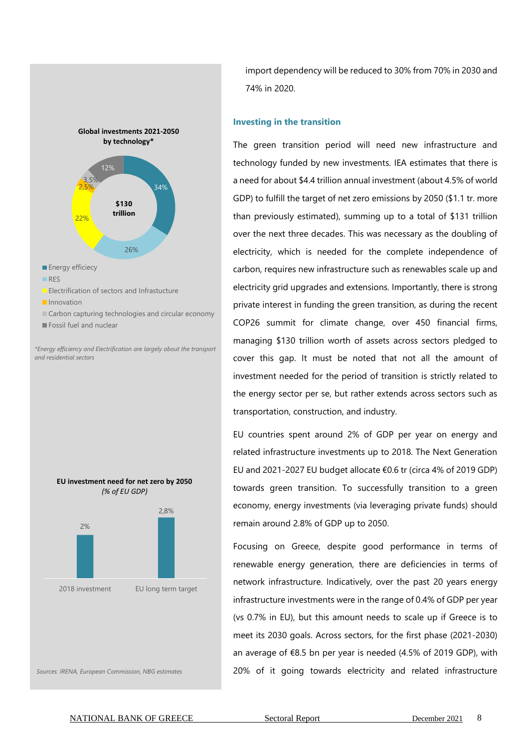import dependency will be reduced to 30% from 70% in 2030 and 74% in 2020.

**Global investments 2021-2050 by technology***

$130 trillion

- Energy efficiency: 34%
- RES: 26%
- Electrification of sectors and Infrastucture: 22%
- Innovation: 2,5%
- Carbon capturing technologies and circular economy: 3,5%
- Fossil fuel and nuclear: 12%

*\*Energy efficiency and Electrification are largely about the transport and residential sectors*

**EU investment need for net zero by 2050**
*(% of EU GDP)*

| 2018 investment | EU long term target |
|---|---|
| 2% | 2,8% |

*Sources: IRENA, European Commission, NBG estimates*

### Investing in the transition

The green transition period will need new infrastructure and technology funded by new investments. IEA estimates that there is a need for about $4.4 trillion annual investment (about 4.5% of world GDP) to fulfill the target of net zero emissions by 2050 ($1.1 tr. more than previously estimated), summing up to a total of $131 trillion over the next three decades. This was necessary as the doubling of electricity, which is needed for the complete independence of carbon, requires new infrastructure such as renewables scale up and electricity grid upgrades and extensions. Importantly, there is strong private interest in funding the green transition, as during the recent COP26 summit for climate change, over 450 financial firms, managing $130 trillion worth of assets across sectors pledged to cover this gap. It must be noted that not all the amount of investment needed for the period of transition is strictly related to the energy sector per se, but rather extends across sectors such as transportation, construction, and industry.

EU countries spent around 2% of GDP per year on energy and related infrastructure investments up to 2018. The Next Generation EU and 2021-2027 EU budget allocate €0.6 tr (circa 4% of 2019 GDP) towards green transition. To successfully transition to a green economy, energy investments (via leveraging private funds) should remain around 2.8% of GDP up to 2050.

Focusing on Greece, despite good performance in terms of renewable energy generation, there are deficiencies in terms of network infrastructure. Indicatively, over the past 20 years energy infrastructure investments were in the range of 0.4% of GDP per year (vs 0.7% in EU), but this amount needs to scale up if Greece is to meet its 2030 goals. Across sectors, for the first phase (2021-2030) an average of €8.5 bn per year is needed (4.5% of 2019 GDP), with 20% of it going towards electricity and related infrastructure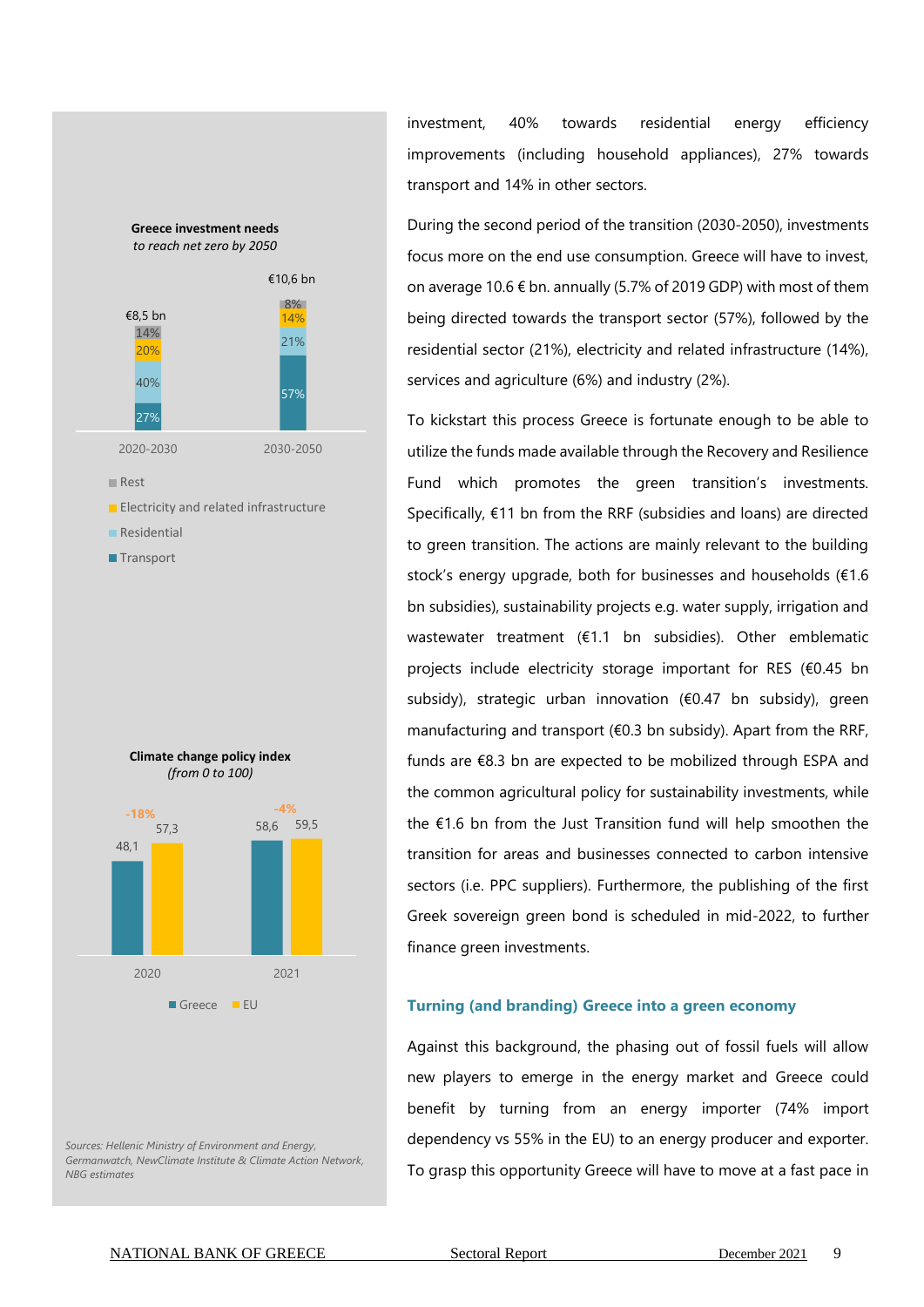**Greece investment needs**
*to reach net zero by 2050*

| | 2020-2030 | 2030-2050 |
|---|---|---|
| Total | €8,5 bn | €10,6 bn |
| Rest | 14% | 8% |
| Electricity and related infrastructure | 20% | 14% |
| Residential | 40% | 21% |
| Transport | 27% | 57% |

**Climate change policy index**
*(from 0 to 100)*

| | 2020 | 2021 |
|---|---|---|
| Greece | 48,1 | 58,6 |
| EU | 57,3 | 59,5 |
| Gap | -18% | -4% |

*Sources: Hellenic Ministry of Environment and Energy, Germanwatch, NewClimate Institute & Climate Action Network, NBG estimates*

investment, 40% towards residential energy efficiency improvements (including household appliances), 27% towards transport and 14% in other sectors.

During the second period of the transition (2030-2050), investments focus more on the end use consumption. Greece will have to invest, on average 10.6 € bn. annually (5.7% of 2019 GDP) with most of them being directed towards the transport sector (57%), followed by the residential sector (21%), electricity and related infrastructure (14%), services and agriculture (6%) and industry (2%).

To kickstart this process Greece is fortunate enough to be able to utilize the funds made available through the Recovery and Resilience Fund which promotes the green transition's investments. Specifically, €11 bn from the RRF (subsidies and loans) are directed to green transition. The actions are mainly relevant to the building stock's energy upgrade, both for businesses and households (€1.6 bn subsidies), sustainability projects e.g. water supply, irrigation and wastewater treatment (€1.1 bn subsidies). Other emblematic projects include electricity storage important for RES (€0.45 bn subsidy), strategic urban innovation (€0.47 bn subsidy), green manufacturing and transport (€0.3 bn subsidy). Apart from the RRF, funds are €8.3 bn are expected to be mobilized through ESPA and the common agricultural policy for sustainability investments, while the €1.6 bn from the Just Transition fund will help smoothen the transition for areas and businesses connected to carbon intensive sectors (i.e. PPC suppliers). Furthermore, the publishing of the first Greek sovereign green bond is scheduled in mid-2022, to further finance green investments.

## Turning (and branding) Greece into a green economy

Against this background, the phasing out of fossil fuels will allow new players to emerge in the energy market and Greece could benefit by turning from an energy importer (74% import dependency vs 55% in the EU) to an energy producer and exporter. To grasp this opportunity Greece will have to move at a fast pace in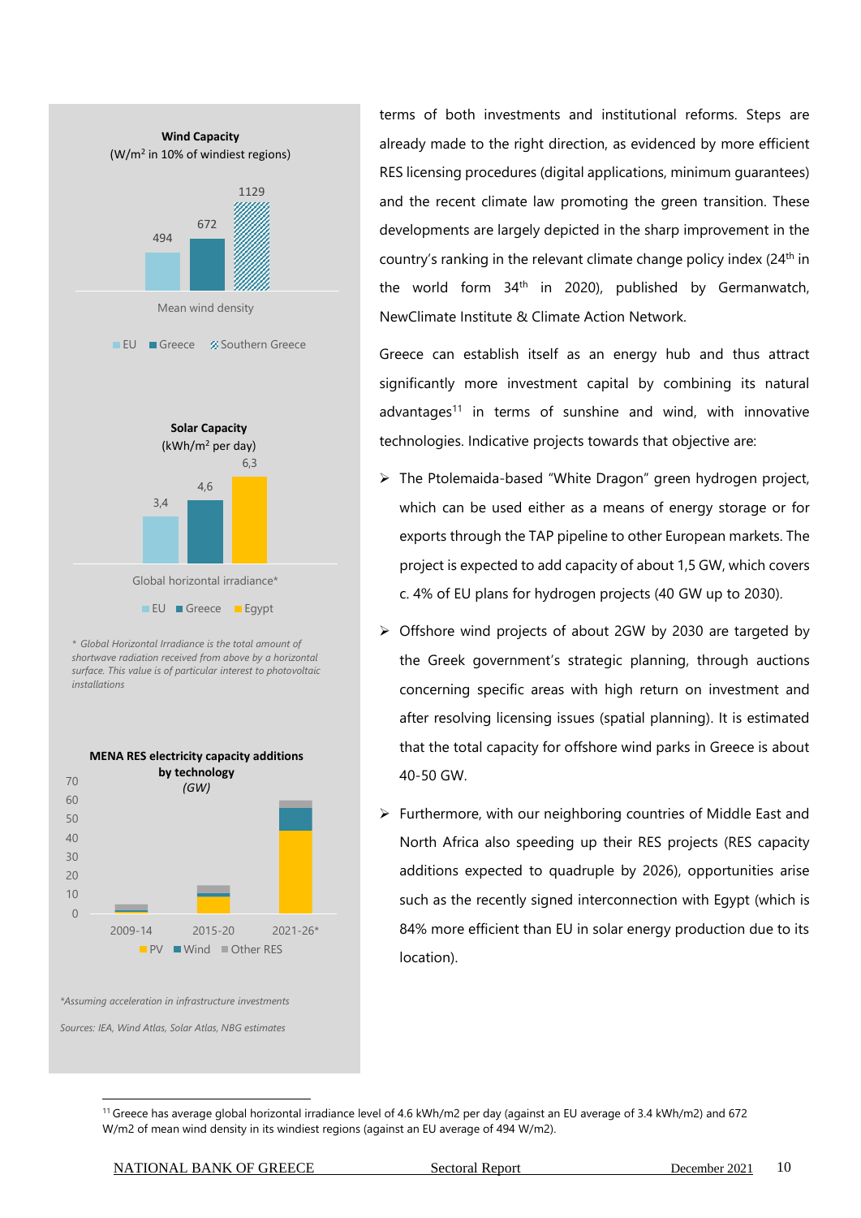**Wind Capacity**
(W/m² in 10% of windiest regions)

| | EU | Greece | Southern Greece |
|---|---|---|---|
| Mean wind density | 494 | 672 | 1129 |

**Solar Capacity**
(kWh/m² per day)

| | EU | Greece | Egypt |
|---|---|---|---|
| Global horizontal irradiance* | 3,4 | 4,6 | 6,3 |

*\* Global Horizontal Irradiance is the total amount of shortwave radiation received from above by a horizontal surface. This value is of particular interest to photovoltaic installations*

**MENA RES electricity capacity additions by technology**
*(GW)*

2009-14, 2015-20, 2021-26*

PV, Wind, Other RES

*\*Assuming acceleration in infrastructure investments*

*Sources: IEA, Wind Atlas, Solar Atlas, NBG estimates*

terms of both investments and institutional reforms. Steps are already made to the right direction, as evidenced by more efficient RES licensing procedures (digital applications, minimum guarantees) and the recent climate law promoting the green transition. These developments are largely depicted in the sharp improvement in the country's ranking in the relevant climate change policy index (24th in the world form 34th in 2020), published by Germanwatch, NewClimate Institute & Climate Action Network.

Greece can establish itself as an energy hub and thus attract significantly more investment capital by combining its natural advantages[11] in terms of sunshine and wind, with innovative technologies. Indicative projects towards that objective are:

- The Ptolemaida-based "White Dragon" green hydrogen project, which can be used either as a means of energy storage or for exports through the TAP pipeline to other European markets. The project is expected to add capacity of about 1,5 GW, which covers c. 4% of EU plans for hydrogen projects (40 GW up to 2030).
- Offshore wind projects of about 2GW by 2030 are targeted by the Greek government's strategic planning, through auctions concerning specific areas with high return on investment and after resolving licensing issues (spatial planning). It is estimated that the total capacity for offshore wind parks in Greece is about 40-50 GW.
- Furthermore, with our neighboring countries of Middle East and North Africa also speeding up their RES projects (RES capacity additions expected to quadruple by 2026), opportunities arise such as the recently signed interconnection with Egypt (which is 84% more efficient than EU in solar energy production due to its location).

[11] Greece has average global horizontal irradiance level of 4.6 kWh/m2 per day (against an EU average of 3.4 kWh/m2) and 672 W/m2 of mean wind density in its windiest regions (against an EU average of 494 W/m2).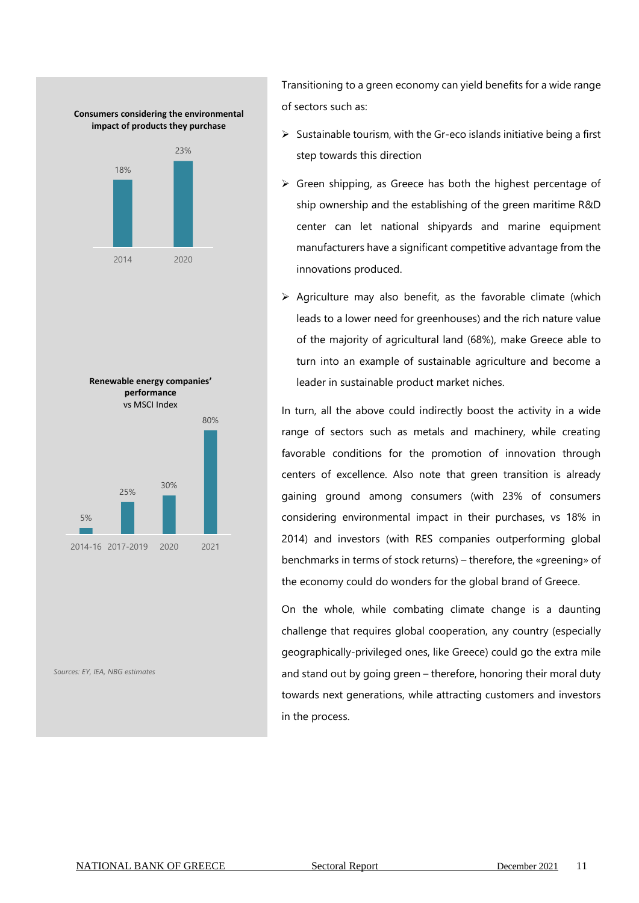**Consumers considering the environmental impact of products they purchase**

| 2014 | 2020 |
|---|---|
| 18% | 23% |

**Renewable energy companies' performance**
vs MSCI Index

| 2014-16 | 2017-2019 | 2020 | 2021 |
|---|---|---|---|
| 5% | 25% | 30% | 80% |

*Sources: EY, IEA, NBG estimates*

Transitioning to a green economy can yield benefits for a wide range of sectors such as:

- Sustainable tourism, with the Gr-eco islands initiative being a first step towards this direction
- Green shipping, as Greece has both the highest percentage of ship ownership and the establishing of the green maritime R&D center can let national shipyards and marine equipment manufacturers have a significant competitive advantage from the innovations produced.
- Agriculture may also benefit, as the favorable climate (which leads to a lower need for greenhouses) and the rich nature value of the majority of agricultural land (68%), make Greece able to turn into an example of sustainable agriculture and become a leader in sustainable product market niches.

In turn, all the above could indirectly boost the activity in a wide range of sectors such as metals and machinery, while creating favorable conditions for the promotion of innovation through centers of excellence. Also note that green transition is already gaining ground among consumers (with 23% of consumers considering environmental impact in their purchases, vs 18% in 2014) and investors (with RES companies outperforming global benchmarks in terms of stock returns) – therefore, the «greening» of the economy could do wonders for the global brand of Greece.

On the whole, while combating climate change is a daunting challenge that requires global cooperation, any country (especially geographically-privileged ones, like Greece) could go the extra mile and stand out by going green – therefore, honoring their moral duty towards next generations, while attracting customers and investors in the process.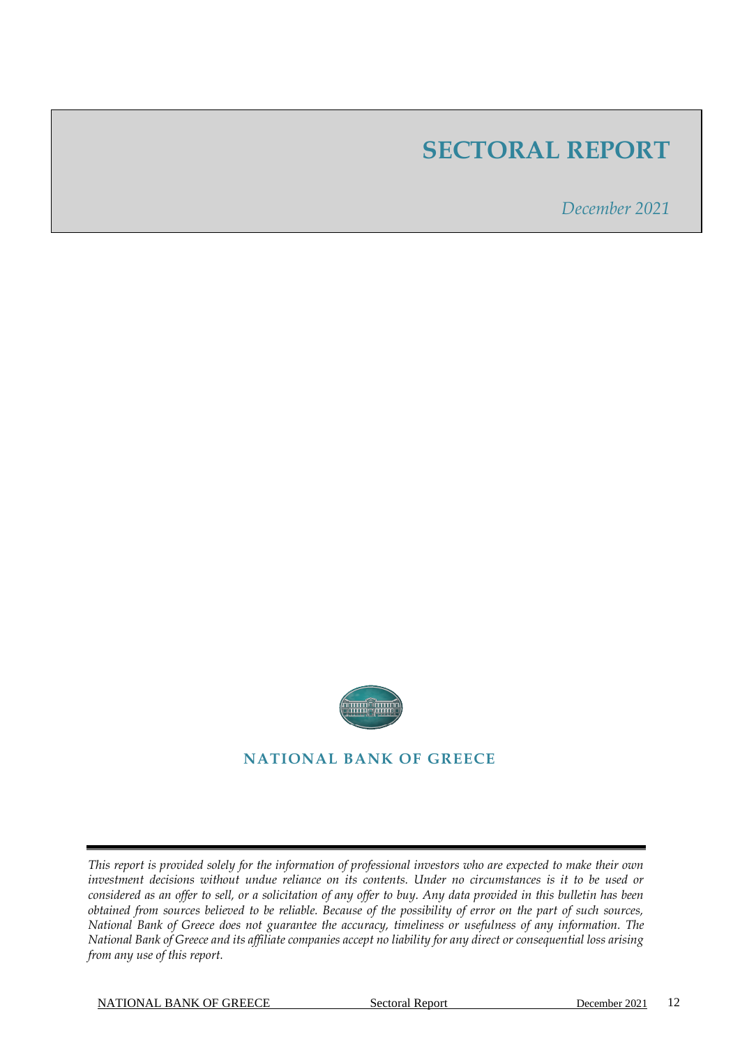# SECTORAL REPORT

*December 2021*

NATIONAL BANK OF GREECE

*This report is provided solely for the information of professional investors who are expected to make their own investment decisions without undue reliance on its contents. Under no circumstances is it to be used or considered as an offer to sell, or a solicitation of any offer to buy. Any data provided in this bulletin has been obtained from sources believed to be reliable. Because of the possibility of error on the part of such sources, National Bank of Greece does not guarantee the accuracy, timeliness or usefulness of any information. The National Bank of Greece and its affiliate companies accept no liability for any direct or consequential loss arising from any use of this report.*